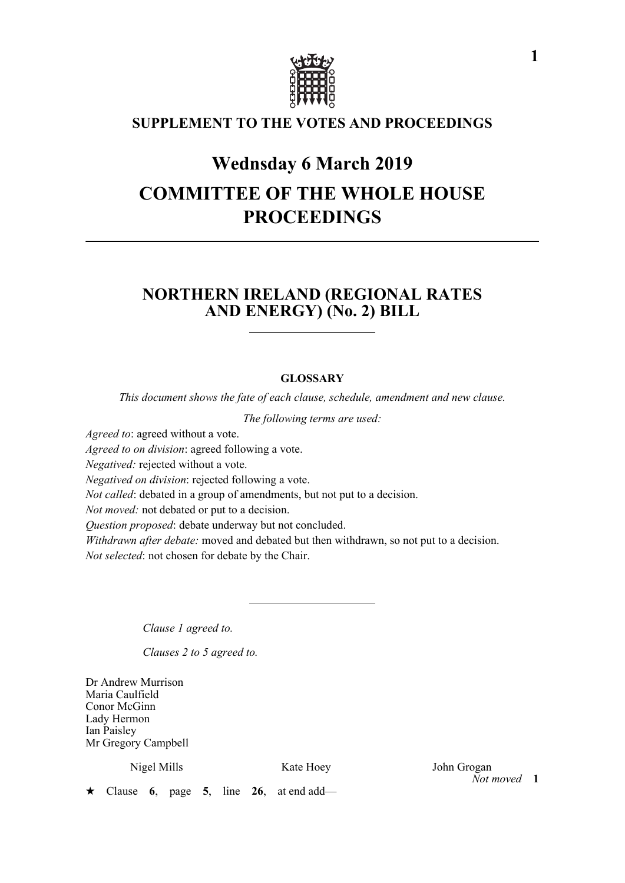# SUPPLEMENT TO THE VOTES AND PROCEEDINGS

# Wednsday 6 March 2019

# COMMITTEE OF THE WHOLE HOUSE PROCEEDINGS

## NORTHERN IRELAND (REGIONAL RATES AND ENERGY) (No. 2) BILL

**GLOSSARY**

*This document shows the fate of each clause, schedule, amendment and new clause.*

*The following terms are used:*

*Agreed to*: agreed without a vote.
*Agreed to on division*: agreed following a vote.
*Negatived:* rejected without a vote.
*Negatived on division*: rejected following a vote.
*Not called*: debated in a group of amendments, but not put to a decision.
*Not moved:* not debated or put to a decision.
*Question proposed*: debate underway but not concluded.
*Withdrawn after debate:* moved and debated but then withdrawn, so not put to a decision.
*Not selected*: not chosen for debate by the Chair.

*Clause 1 agreed to.*

*Clauses 2 to 5 agreed to.*

Dr Andrew Murrison
Maria Caulfield
Conor McGinn
Lady Hermon
Ian Paisley
Mr Gregory Campbell

Nigel Mills    Kate Hoey    John Grogan

*Not moved* **1**

★ Clause **6**, page **5**, line **26**, at end add—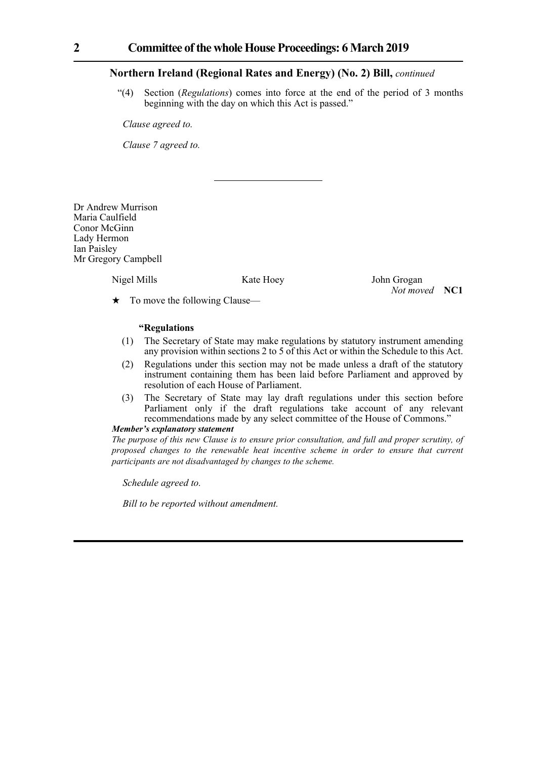**Northern Ireland (Regional Rates and Energy) (No. 2) Bill,** *continued*

"(4) Section (*Regulations*) comes into force at the end of the period of 3 months beginning with the day on which this Act is passed."

*Clause agreed to.*

*Clause 7 agreed to.*

---

Dr Andrew Murrison
Maria Caulfield
Conor McGinn
Lady Hermon
Ian Paisley
Mr Gregory Campbell

Nigel Mills Kate Hoey John Grogan

*Not moved* **NC1**

★ To move the following Clause—

**"Regulations**

(1) The Secretary of State may make regulations by statutory instrument amending any provision within sections 2 to 5 of this Act or within the Schedule to this Act.

(2) Regulations under this section may not be made unless a draft of the statutory instrument containing them has been laid before Parliament and approved by resolution of each House of Parliament.

(3) The Secretary of State may lay draft regulations under this section before Parliament only if the draft regulations take account of any relevant recommendations made by any select committee of the House of Commons."

***Member's explanatory statement***

*The purpose of this new Clause is to ensure prior consultation, and full and proper scrutiny, of proposed changes to the renewable heat incentive scheme in order to ensure that current participants are not disadvantaged by changes to the scheme.*

*Schedule agreed to.*

*Bill to be reported without amendment.*